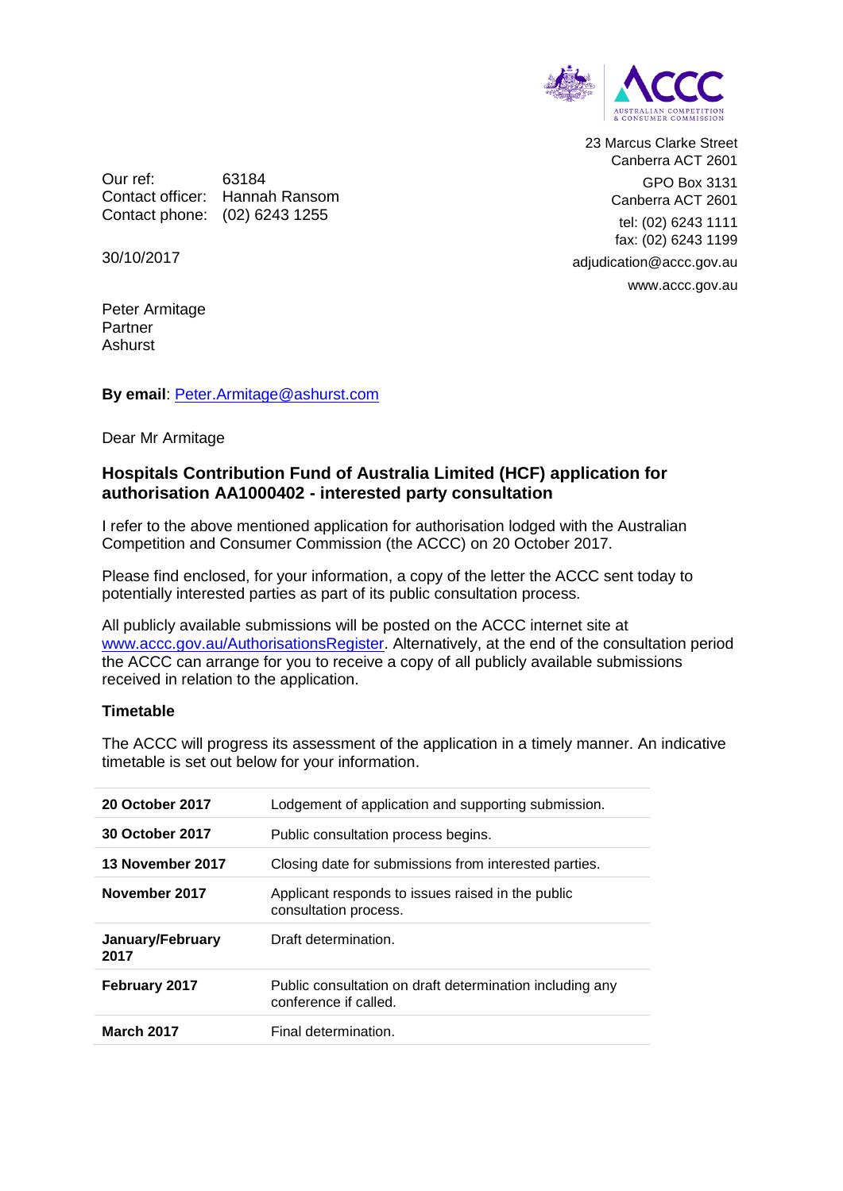23 Marcus Clarke Street
Canberra ACT 2601

GPO Box 3131
Canberra ACT 2601

tel: (02) 6243 1111
fax: (02) 6243 1199

adjudication@accc.gov.au

www.accc.gov.au

Our ref: 63184
Contact officer: Hannah Ransom
Contact phone: (02) 6243 1255

30/10/2017

Peter Armitage
Partner
Ashurst

**By email**: Peter.Armitage@ashurst.com

Dear Mr Armitage

## Hospitals Contribution Fund of Australia Limited (HCF) application for authorisation AA1000402 - interested party consultation

I refer to the above mentioned application for authorisation lodged with the Australian Competition and Consumer Commission (the ACCC) on 20 October 2017.

Please find enclosed, for your information, a copy of the letter the ACCC sent today to potentially interested parties as part of its public consultation process.

All publicly available submissions will be posted on the ACCC internet site at www.accc.gov.au/AuthorisationsRegister. Alternatively, at the end of the consultation period the ACCC can arrange for you to receive a copy of all publicly available submissions received in relation to the application.

### Timetable

The ACCC will progress its assessment of the application in a timely manner. An indicative timetable is set out below for your information.

| | |
|---|---|
| **20 October 2017** | Lodgement of application and supporting submission. |
| **30 October 2017** | Public consultation process begins. |
| **13 November 2017** | Closing date for submissions from interested parties. |
| **November 2017** | Applicant responds to issues raised in the public consultation process. |
| **January/February 2017** | Draft determination. |
| **February 2017** | Public consultation on draft determination including any conference if called. |
| **March 2017** | Final determination. |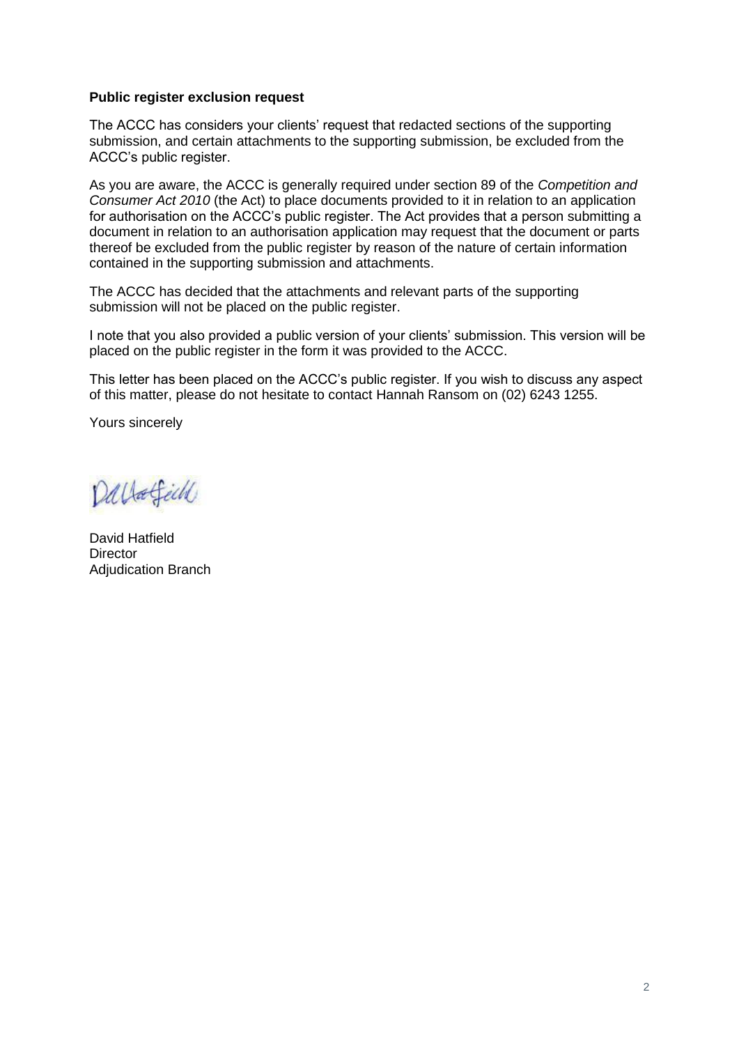**Public register exclusion request**

The ACCC has considers your clients' request that redacted sections of the supporting submission, and certain attachments to the supporting submission, be excluded from the ACCC's public register.

As you are aware, the ACCC is generally required under section 89 of the *Competition and Consumer Act 2010* (the Act) to place documents provided to it in relation to an application for authorisation on the ACCC's public register. The Act provides that a person submitting a document in relation to an authorisation application may request that the document or parts thereof be excluded from the public register by reason of the nature of certain information contained in the supporting submission and attachments.

The ACCC has decided that the attachments and relevant parts of the supporting submission will not be placed on the public register.

I note that you also provided a public version of your clients' submission. This version will be placed on the public register in the form it was provided to the ACCC.

This letter has been placed on the ACCC's public register. If you wish to discuss any aspect of this matter, please do not hesitate to contact Hannah Ransom on (02) 6243 1255.

Yours sincerely

David Hatfield
Director
Adjudication Branch